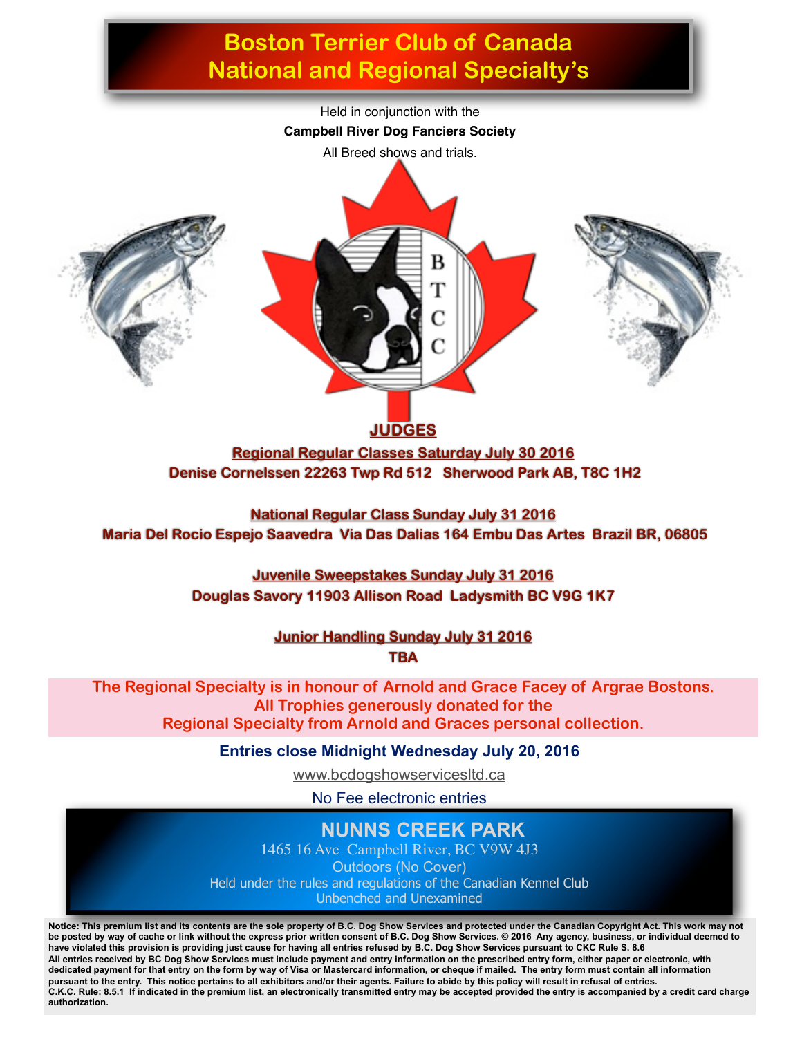# Boston Terrier Club of Canada National and Regional Specialty's

Held in conjunction with the

**Campbell River Dog Fanciers Society**

All Breed shows and trials.

B T C C

## JUDGES

**Regional Regular Classes Saturday July 30 2016**

**Denise Cornelssen 22263 Twp Rd 512 Sherwood Park AB, T8C 1H2**

**National Regular Class Sunday July 31 2016**

**Maria Del Rocio Espejo Saavedra Via Das Dalias 164 Embu Das Artes Brazil BR, 06805**

**Juvenile Sweepstakes Sunday July 31 2016**

**Douglas Savory 11903 Allison Road Ladysmith BC V9G 1K7**

**Junior Handling Sunday July 31 2016**

**TBA**

The Regional Specialty is in honour of Arnold and Grace Facey of Argrae Bostons.
All Trophies generously donated for the
Regional Specialty from Arnold and Graces personal collection.

**Entries close Midnight Wednesday July 20, 2016**

www.bcdogshowservicesltd.ca

No Fee electronic entries

## NUNNS CREEK PARK

1465 16 Ave Campbell River, BC V9W 4J3

Outdoors (No Cover)

Held under the rules and regulations of the Canadian Kennel Club

Unbenched and Unexamined

**Notice: This premium list and its contents are the sole property of B.C. Dog Show Services and protected under the Canadian Copyright Act. This work may not be posted by way of cache or link without the express prior written consent of B.C. Dog Show Services. © 2016 Any agency, business, or individual deemed to have violated this provision is providing just cause for having all entries refused by B.C. Dog Show Services pursuant to CKC Rule S. 8.6**
**All entries received by BC Dog Show Services must include payment and entry information on the prescribed entry form, either paper or electronic, with dedicated payment for that entry on the form by way of Visa or Mastercard information, or cheque if mailed. The entry form must contain all information pursuant to the entry. This notice pertains to all exhibitors and/or their agents. Failure to abide by this policy will result in refusal of entries.**
**C.K.C. Rule: 8.5.1 If indicated in the premium list, an electronically transmitted entry may be accepted provided the entry is accompanied by a credit card charge authorization.**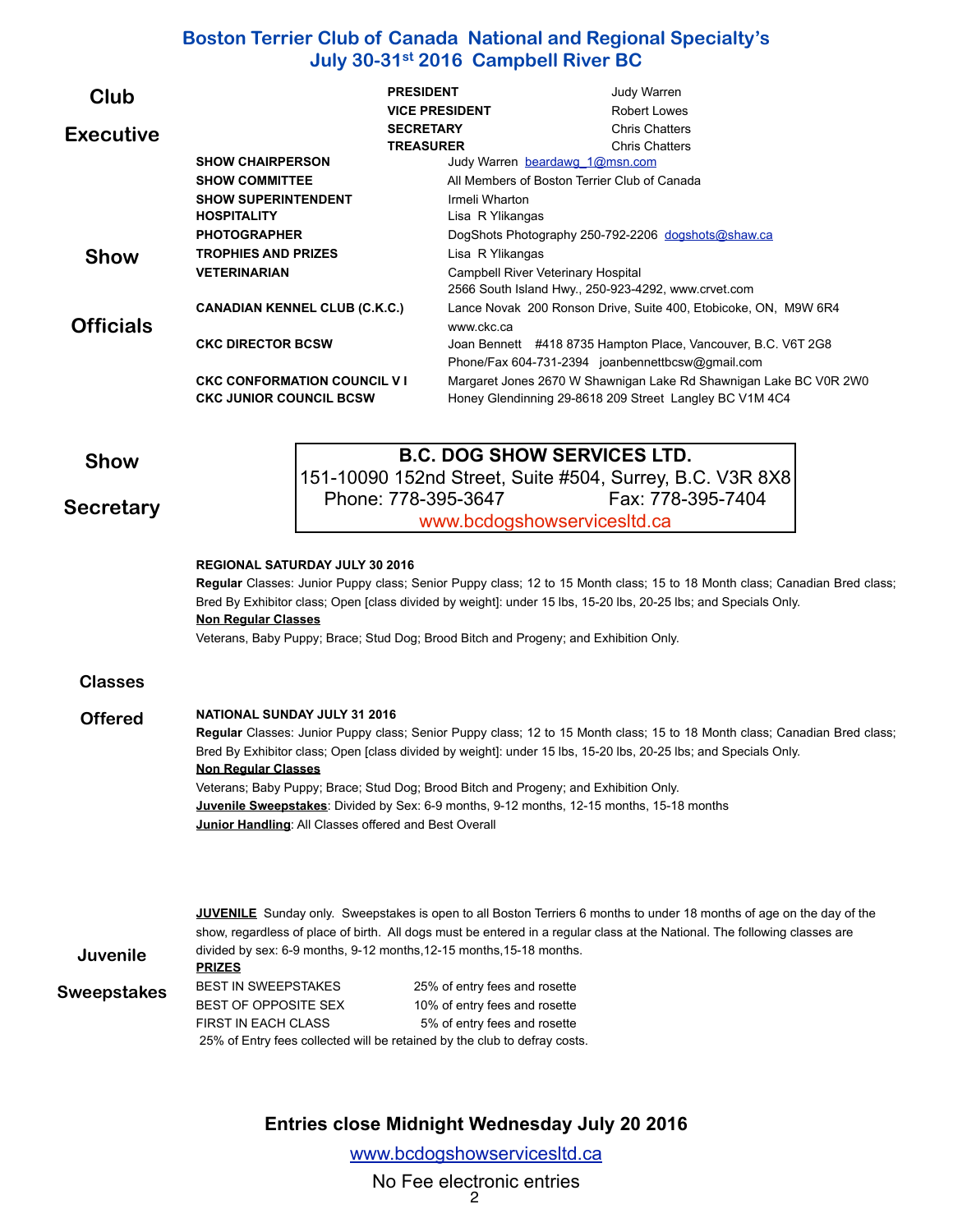# Boston Terrier Club of Canada National and Regional Specialty's
## July 30-31st 2016 Campbell River BC

### Club Executive

| | |
|---|---|
| **PRESIDENT** | Judy Warren |
| **VICE PRESIDENT** | Robert Lowes |
| **SECRETARY** | Chris Chatters |
| **TREASURER** | Chris Chatters |

### Show Officials

| | |
|---|---|
| **SHOW CHAIRPERSON** | Judy Warren beardawg_1@msn.com |
| **SHOW COMMITTEE** | All Members of Boston Terrier Club of Canada |
| **SHOW SUPERINTENDENT** | Irmeli Wharton |
| **HOSPITALITY** | Lisa R Ylikangas |
| **PHOTOGRAPHER** | DogShots Photography 250-792-2206 dogshots@shaw.ca |
| **TROPHIES AND PRIZES** | Lisa R Ylikangas |
| **VETERINARIAN** | Campbell River Veterinary Hospital<br>2566 South Island Hwy., 250-923-4292, www.crvet.com |
| **CANADIAN KENNEL CLUB (C.K.C.)** | Lance Novak 200 Ronson Drive, Suite 400, Etobicoke, ON, M9W 6R4<br>www.ckc.ca |
| **CKC DIRECTOR BCSW** | Joan Bennett #418 8735 Hampton Place, Vancouver, B.C. V6T 2G8<br>Phone/Fax 604-731-2394 joanbennettbcsw@gmail.com |
| **CKC CONFORMATION COUNCIL V I** | Margaret Jones 2670 W Shawnigan Lake Rd Shawnigan Lake BC V0R 2W0 |
| **CKC JUNIOR COUNCIL BCSW** | Honey Glendinning 29-8618 209 Street Langley BC V1M 4C4 |

### Show Secretary

**B.C. DOG SHOW SERVICES LTD.**
151-10090 152nd Street, Suite #504, Surrey, B.C. V3R 8X8
Phone: 778-395-3647 Fax: 778-395-7404
www.bcdogshowservicesltd.ca

### Classes Offered

**REGIONAL SATURDAY JULY 30 2016**

**Regular** Classes: Junior Puppy class; Senior Puppy class; 12 to 15 Month class; 15 to 18 Month class; Canadian Bred class; Bred By Exhibitor class; Open [class divided by weight]: under 15 lbs, 15-20 lbs, 20-25 lbs; and Specials Only.

**Non Regular Classes**

Veterans, Baby Puppy; Brace; Stud Dog; Brood Bitch and Progeny; and Exhibition Only.

**NATIONAL SUNDAY JULY 31 2016**

**Regular** Classes: Junior Puppy class; Senior Puppy class; 12 to 15 Month class; 15 to 18 Month class; Canadian Bred class; Bred By Exhibitor class; Open [class divided by weight]: under 15 lbs, 15-20 lbs, 20-25 lbs; and Specials Only.

**Non Regular Classes**

Veterans; Baby Puppy; Brace; Stud Dog; Brood Bitch and Progeny; and Exhibition Only.

**Juvenile Sweepstakes**: Divided by Sex: 6-9 months, 9-12 months, 12-15 months, 15-18 months

**Junior Handling**: All Classes offered and Best Overall

### Juvenile Sweepstakes

**JUVENILE** Sunday only. Sweepstakes is open to all Boston Terriers 6 months to under 18 months of age on the day of the show, regardless of place of birth. All dogs must be entered in a regular class at the National. The following classes are divided by sex: 6-9 months, 9-12 months,12-15 months,15-18 months.

**PRIZES**

| | |
|---|---|
| BEST IN SWEEPSTAKES | 25% of entry fees and rosette |
| BEST OF OPPOSITE SEX | 10% of entry fees and rosette |
| FIRST IN EACH CLASS | 5% of entry fees and rosette |

25% of Entry fees collected will be retained by the club to defray costs.

**Entries close Midnight Wednesday July 20 2016**

www.bcdogshowservicesltd.ca

No Fee electronic entries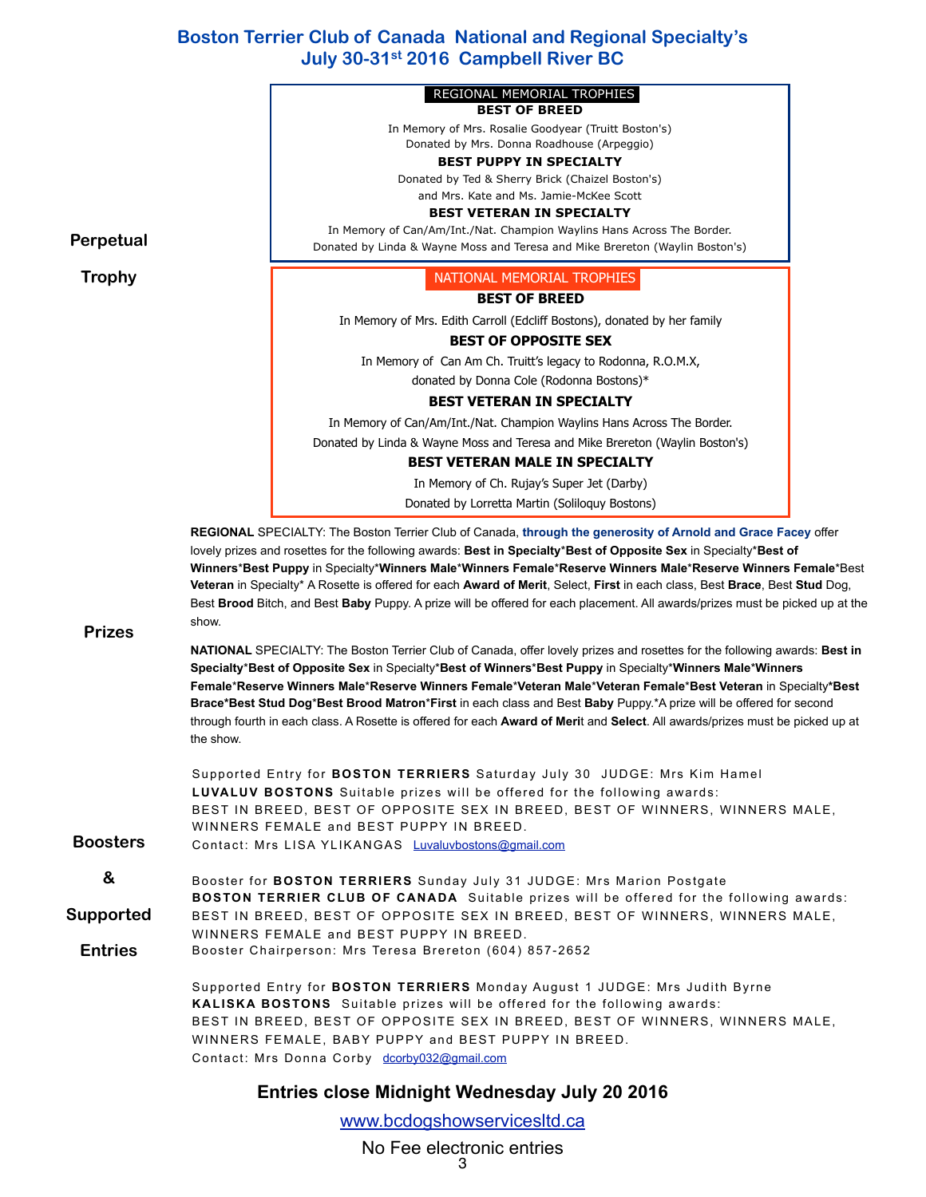# Boston Terrier Club of Canada National and Regional Specialty's
## July 30-31st 2016 Campbell River BC

## Perpetual Trophy

**REGIONAL MEMORIAL TROPHIES**

**BEST OF BREED**

In Memory of Mrs. Rosalie Goodyear (Truitt Boston's)
Donated by Mrs. Donna Roadhouse (Arpeggio)

**BEST PUPPY IN SPECIALTY**

Donated by Ted & Sherry Brick (Chaizel Boston's)
and Mrs. Kate and Ms. Jamie-McKee Scott

**BEST VETERAN IN SPECIALTY**

In Memory of Can/Am/Int./Nat. Champion Waylins Hans Across The Border.
Donated by Linda & Wayne Moss and Teresa and Mike Brereton (Waylin Boston's)

**NATIONAL MEMORIAL TROPHIES**

**BEST OF BREED**

In Memory of Mrs. Edith Carroll (Edcliff Bostons), donated by her family

**BEST OF OPPOSITE SEX**

In Memory of Can Am Ch. Truitt's legacy to Rodonna, R.O.M.X,
donated by Donna Cole (Rodonna Bostons)*

**BEST VETERAN IN SPECIALTY**

In Memory of Can/Am/Int./Nat. Champion Waylins Hans Across The Border.
Donated by Linda & Wayne Moss and Teresa and Mike Brereton (Waylin Boston's)

**BEST VETERAN MALE IN SPECIALTY**

In Memory of Ch. Rujay's Super Jet (Darby)
Donated by Lorretta Martin (Soliloquy Bostons)

## Prizes

**REGIONAL** SPECIALTY: The Boston Terrier Club of Canada, **through the generosity of Arnold and Grace Facey** offer lovely prizes and rosettes for the following awards: **Best in Specialty*Best of Opposite Sex** in Specialty***Best of Winners*Best Puppy** in Specialty***Winners Male*Winners Female*Reserve Winners Male*Reserve Winners Female***Best **Veteran** in Specialty* A Rosette is offered for each **Award of Merit**, Select, **First** in each class, Best **Brace**, Best **Stud** Dog, Best **Brood** Bitch, and Best **Baby** Puppy. A prize will be offered for each placement. All awards/prizes must be picked up at the show.

**NATIONAL** SPECIALTY: The Boston Terrier Club of Canada, offer lovely prizes and rosettes for the following awards: **Best in Specialty*Best of Opposite Sex** in Specialty***Best of Winners*Best Puppy** in Specialty***Winners Male*Winners Female*Reserve Winners Male*Reserve Winners Female*Veteran Male*Veteran Female*Best Veteran** in Specialty***Best Brace*Best Stud Dog*Best Brood Matron*First** in each class and Best **Baby** Puppy.*A prize will be offered for second through fourth in each class. A Rosette is offered for each **Award of Merit** and **Select**. All awards/prizes must be picked up at the show.

## Boosters & Supported Entries

Supported Entry for **BOSTON TERRIERS** Saturday July 30 JUDGE: Mrs Kim Hamel
**LUVALUV BOSTONS** Suitable prizes will be offered for the following awards:
BEST IN BREED, BEST OF OPPOSITE SEX IN BREED, BEST OF WINNERS, WINNERS MALE, WINNERS FEMALE and BEST PUPPY IN BREED.
Contact: Mrs LISA YLIKANGAS Luvaluvbostons@gmail.com

Booster for **BOSTON TERRIERS** Sunday July 31 JUDGE: Mrs Marion Postgate
**BOSTON TERRIER CLUB OF CANADA** Suitable prizes will be offered for the following awards:
BEST IN BREED, BEST OF OPPOSITE SEX IN BREED, BEST OF WINNERS, WINNERS MALE, WINNERS FEMALE and BEST PUPPY IN BREED.
Booster Chairperson: Mrs Teresa Brereton (604) 857-2652

Supported Entry for **BOSTON TERRIERS** Monday August 1 JUDGE: Mrs Judith Byrne
**KALISKA BOSTONS** Suitable prizes will be offered for the following awards:
BEST IN BREED, BEST OF OPPOSITE SEX IN BREED, BEST OF WINNERS, WINNERS MALE, WINNERS FEMALE, BABY PUPPY and BEST PUPPY IN BREED.
Contact: Mrs Donna Corby dcorby032@gmail.com

**Entries close Midnight Wednesday July 20 2016**

www.bcdogshowservicesltd.ca

No Fee electronic entries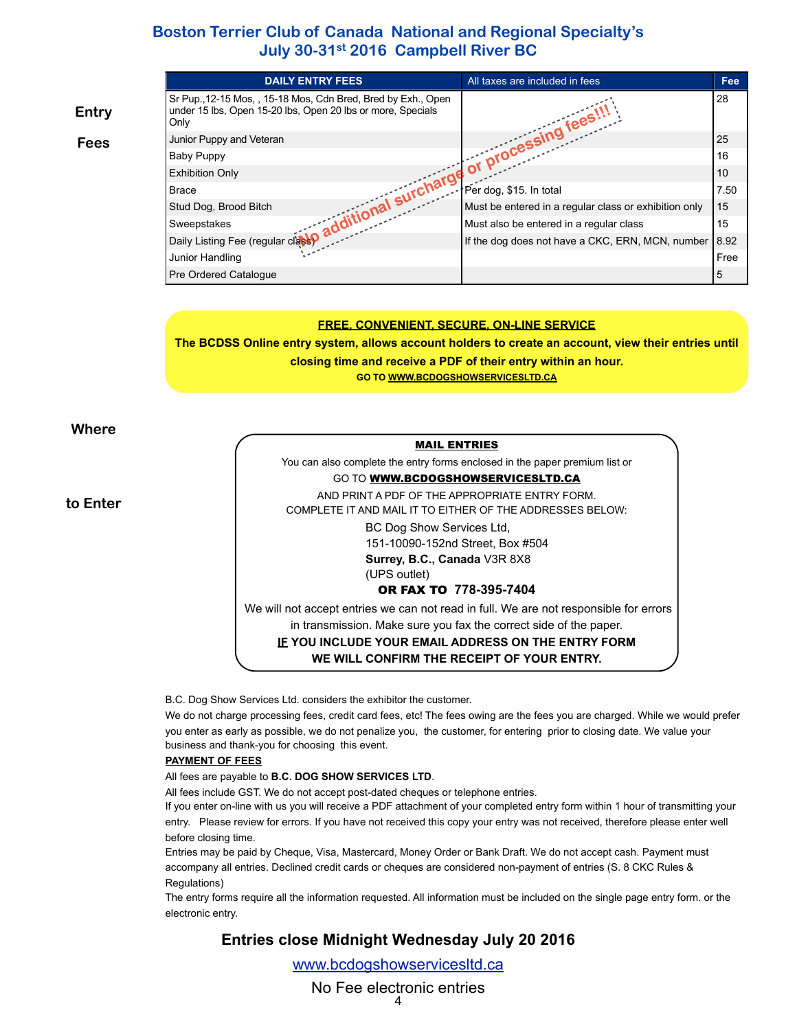# Boston Terrier Club of Canada National and Regional Specialty's
# July 30-31st 2016 Campbell River BC

## Entry Fees

| DAILY ENTRY FEES | All taxes are included in fees | Fee |
|---|---|---|
| Sr Pup.,12-15 Mos, , 15-18 Mos, Cdn Bred, Bred by Exh., Open under 15 lbs, Open 15-20 lbs, Open 20 lbs or more, Specials Only | | 28 |
| Junior Puppy and Veteran | | 25 |
| Baby Puppy | | 16 |
| Exhibition Only | | 10 |
| Brace | Per dog, $15. In total | 7.50 |
| Stud Dog, Brood Bitch | Must be entered in a regular class or exhibition only | 15 |
| Sweepstakes | Must also be entered in a regular class | 15 |
| Daily Listing Fee (regular class) | If the dog does not have a CKC, ERN, MCN, number | 8.92 |
| Junior Handling | | Free |
| Pre Ordered Catalogue | | 5 |

No additional surcharge or processing fees!!!

**FREE, CONVENIENT, SECURE, ON-LINE SERVICE**

**The BCDSS Online entry system, allows account holders to create an account, view their entries until closing time and receive a PDF of their entry within an hour.**

**GO TO WWW.BCDOGSHOWSERVICESLTD.CA**

## Where to Enter

**MAIL ENTRIES**

You can also complete the entry forms enclosed in the paper premium list or
GO TO **WWW.BCDOGSHOWSERVICESLTD.CA**
AND PRINT A PDF OF THE APPROPRIATE ENTRY FORM.
COMPLETE IT AND MAIL IT TO EITHER OF THE ADDRESSES BELOW:

BC Dog Show Services Ltd,
151-10090-152nd Street, Box #504
**Surrey, B.C., Canada** V3R 8X8
(UPS outlet)

**OR FAX TO 778-395-7404**

We will not accept entries we can not read in full. We are not responsible for errors in transmission. Make sure you fax the correct side of the paper.

**IF YOU INCLUDE YOUR EMAIL ADDRESS ON THE ENTRY FORM WE WILL CONFIRM THE RECEIPT OF YOUR ENTRY.**

B.C. Dog Show Services Ltd. considers the exhibitor the customer.

We do not charge processing fees, credit card fees, etc! The fees owing are the fees you are charged. While we would prefer you enter as early as possible, we do not penalize you, the customer, for entering prior to closing date. We value your business and thank-you for choosing this event.

**PAYMENT OF FEES**

All fees are payable to **B.C. DOG SHOW SERVICES LTD**.

All fees include GST. We do not accept post-dated cheques or telephone entries.

If you enter on-line with us you will receive a PDF attachment of your completed entry form within 1 hour of transmitting your entry. Please review for errors. If you have not received this copy your entry was not received, therefore please enter well before closing time.

Entries may be paid by Cheque, Visa, Mastercard, Money Order or Bank Draft. We do not accept cash. Payment must accompany all entries. Declined credit cards or cheques are considered non-payment of entries (S. 8 CKC Rules & Regulations)

The entry forms require all the information requested. All information must be included on the single page entry form. or the electronic entry.

**Entries close Midnight Wednesday July 20 2016**

www.bcdogshowservicesltd.ca

No Fee electronic entries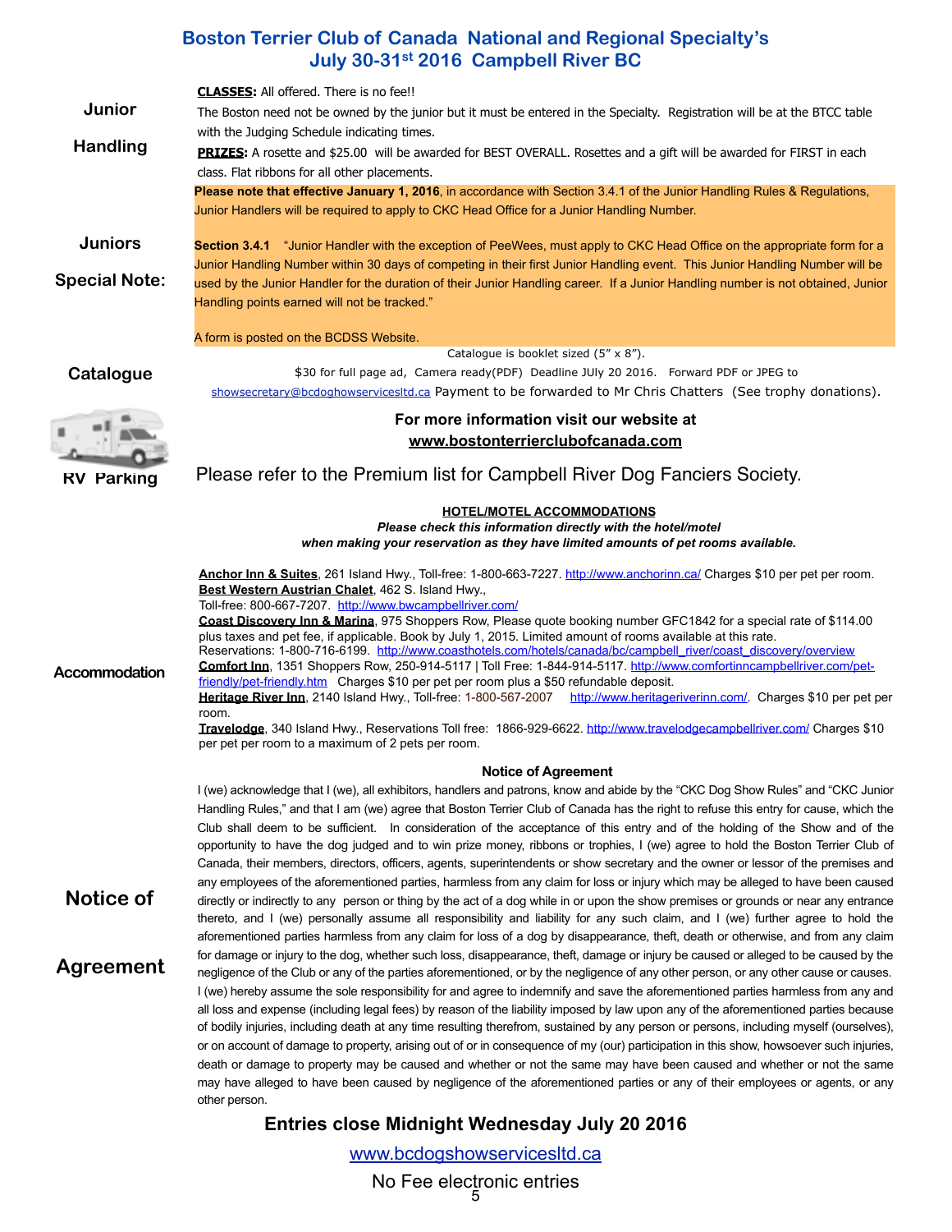# Boston Terrier Club of Canada National and Regional Specialty's
## July 30-31st 2016 Campbell River BC

### Junior Handling

**CLASSES:** All offered. There is no fee!!

The Boston need not be owned by the junior but it must be entered in the Specialty. Registration will be at the BTCC table with the Judging Schedule indicating times.

**PRIZES:** A rosette and $25.00 will be awarded for BEST OVERALL. Rosettes and a gift will be awarded for FIRST in each class. Flat ribbons for all other placements.

### Juniors Special Note:

**Please note that effective January 1, 2016**, in accordance with Section 3.4.1 of the Junior Handling Rules & Regulations, Junior Handlers will be required to apply to CKC Head Office for a Junior Handling Number.

**Section 3.4.1** "Junior Handler with the exception of PeeWees, must apply to CKC Head Office on the appropriate form for a Junior Handling Number within 30 days of competing in their first Junior Handling event. This Junior Handling Number will be used by the Junior Handler for the duration of their Junior Handling career. If a Junior Handling number is not obtained, Junior Handling points earned will not be tracked."

A form is posted on the BCDSS Website.

### Catalogue

Catalogue is booklet sized (5" x 8").

$30 for full page ad, Camera ready(PDF) Deadline JUly 20 2016. Forward PDF or JPEG to showsecretary@bcdogshowservicesltd.ca Payment to be forwarded to Mr Chris Chatters (See trophy donations).

**For more information visit our website at**
**www.bostonterrierclubofcanada.com**

### RV Parking

Please refer to the Premium list for Campbell River Dog Fanciers Society.

### Accommodation

**HOTEL/MOTEL ACCOMMODATIONS**

***Please check this information directly with the hotel/motel when making your reservation as they have limited amounts of pet rooms available.***

**Anchor Inn & Suites**, 261 Island Hwy., Toll-free: 1-800-663-7227. http://www.anchorinn.ca/ Charges $10 per pet per room.

**Best Western Austrian Chalet**, 462 S. Island Hwy., Toll-free: 800-667-7207. http://www.bwcampbellriver.com/

**Coast Discovery Inn & Marina**, 975 Shoppers Row, Please quote booking number GFC1842 for a special rate of $114.00 plus taxes and pet fee, if applicable. Book by July 1, 2015. Limited amount of rooms available at this rate. Reservations: 1-800-716-6199. http://www.coasthotels.com/hotels/canada/bc/campbell_river/coast_discovery/overview

**Comfort Inn**, 1351 Shoppers Row, 250-914-5117 | Toll Free: 1-844-914-5117. http://www.comfortinncampbellriver.com/pet-friendly/pet-friendly.htm Charges $10 per pet per room plus a $50 refundable deposit.

**Heritage River Inn**, 2140 Island Hwy., Toll-free: 1-800-567-2007 http://www.heritageriverinn.com/. Charges $10 per pet per room.

**Travelodge**, 340 Island Hwy., Reservations Toll free: 1866-929-6622. http://www.travelodgecampbellriver.com/ Charges $10 per pet per room to a maximum of 2 pets per room.

### Notice of Agreement

**Notice of Agreement**

I (we) acknowledge that I (we), all exhibitors, handlers and patrons, know and abide by the "CKC Dog Show Rules" and "CKC Junior Handling Rules," and that I am (we) agree that Boston Terrier Club of Canada has the right to refuse this entry for cause, which the Club shall deem to be sufficient. In consideration of the acceptance of this entry and of the holding of the Show and of the opportunity to have the dog judged and to win prize money, ribbons or trophies, I (we) agree to hold the Boston Terrier Club of Canada, their members, directors, officers, agents, superintendents or show secretary and the owner or lessor of the premises and any employees of the aforementioned parties, harmless from any claim for loss or injury which may be alleged to have been caused directly or indirectly to any person or thing by the act of a dog while in or upon the show premises or grounds or near any entrance thereto, and I (we) personally assume all responsibility and liability for any such claim, and I (we) further agree to hold the aforementioned parties harmless from any claim for loss of a dog by disappearance, theft, death or otherwise, and from any claim for damage or injury to the dog, whether such loss, disappearance, theft, damage or injury be caused or alleged to be caused by the negligence of the Club or any of the parties aforementioned, or by the negligence of any other person, or any other cause or causes. I (we) hereby assume the sole responsibility for and agree to indemnify and save the aforementioned parties harmless from any and all loss and expense (including legal fees) by reason of the liability imposed by law upon any of the aforementioned parties because of bodily injuries, including death at any time resulting therefrom, sustained by any person or persons, including myself (ourselves), or on account of damage to property, arising out of or in consequence of my (our) participation in this show, howsoever such injuries, death or damage to property may be caused and whether or not the same may have been caused and whether or not the same may have alleged to have been caused by negligence of the aforementioned parties or any of their employees or agents, or any other person.

## Entries close Midnight Wednesday July 20 2016

www.bcdogshowservicesltd.ca

No Fee electronic entries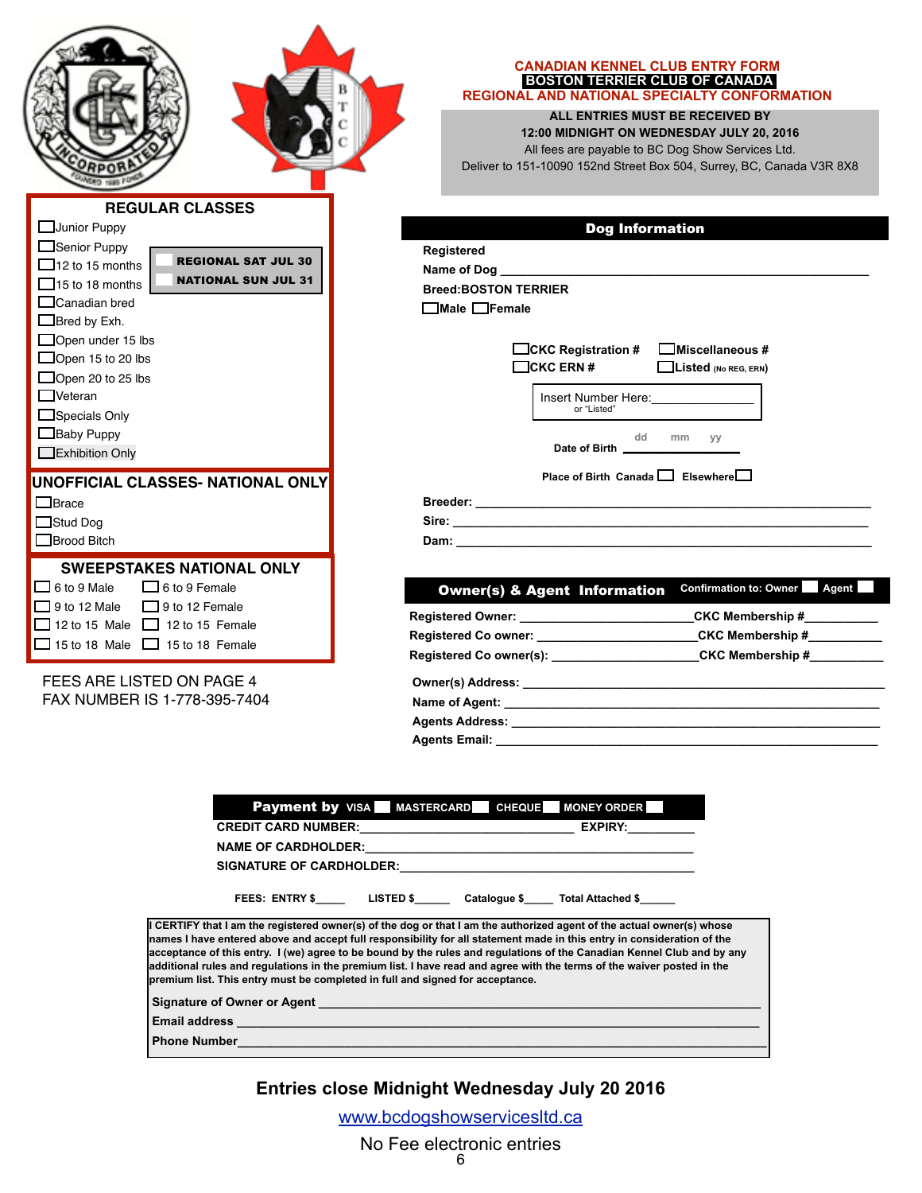# CANADIAN KENNEL CLUB ENTRY FORM
## BOSTON TERRIER CLUB OF CANADA
## REGIONAL AND NATIONAL SPECIALTY CONFORMATION

**ALL ENTRIES MUST BE RECEIVED BY**
**12:00 MIDNIGHT ON WEDNESDAY JULY 20, 2016**
All fees are payable to BC Dog Show Services Ltd.
Deliver to 151-10090 152nd Street Box 504, Surrey, BC, Canada V3R 8X8

### REGULAR CLASSES

- ☐ Junior Puppy
- ☐ Senior Puppy
- ☐ 12 to 15 months
- ☐ 15 to 18 months
- ☐ Canadian bred
- ☐ Bred by Exh.
- ☐ Open under 15 lbs
- ☐ Open 15 to 20 lbs
- ☐ Open 20 to 25 lbs
- ☐ Veteran
- ☐ Specials Only
- ☐ Baby Puppy
- ☐ Exhibition Only

☐ **REGIONAL SAT JUL 30**
☐ **NATIONAL SUN JUL 31**

### UNOFFICIAL CLASSES- NATIONAL ONLY

- ☐ Brace
- ☐ Stud Dog
- ☐ Brood Bitch

### SWEEPSTAKES NATIONAL ONLY

| | |
|---|---|
| ☐ 6 to 9 Male | ☐ 6 to 9 Female |
| ☐ 9 to 12 Male | ☐ 9 to 12 Female |
| ☐ 12 to 15 Male | ☐ 12 to 15 Female |
| ☐ 15 to 18 Male | ☐ 15 to 18 Female |

FEES ARE LISTED ON PAGE 4
FAX NUMBER IS 1-778-395-7404

### Dog Information

**Registered**
**Name of Dog** ________________________________________
**Breed:BOSTON TERRIER**
☐ **Male** ☐ **Female**

☐ **CKC Registration #** ☐ **Miscellaneous #**
☐ **CKC ERN #** ☐ **Listed** (No REG, ERN)

Insert Number Here:________________
or "Listed"

**Date of Birth** dd mm yy ____________

**Place of Birth Canada** ☐ **Elsewhere** ☐

**Breeder:** ________________________________________
**Sire:** ________________________________________
**Dam:** ________________________________________

### Owner(s) & Agent Information

Confirmation to: Owner ☐ Agent ☐

**Registered Owner:** ____________________ **CKC Membership #**__________
**Registered Co owner:** ____________________ **CKC Membership #**__________
**Registered Co owner(s):** ____________________ **CKC Membership #**__________

**Owner(s) Address:** ________________________________________
**Name of Agent:** ________________________________________
**Agents Address:** ________________________________________
**Agents Email:** ________________________________________

### Payment by VISA ☐ MASTERCARD ☐ CHEQUE ☐ MONEY ORDER ☐

**CREDIT CARD NUMBER:**______________________________ **EXPIRY:**__________
**NAME OF CARDHOLDER:**________________________________________
**SIGNATURE OF CARDHOLDER:**________________________________________

**FEES: ENTRY $**_____ **LISTED $**______ **Catalogue $**_____ **Total Attached $**______

**I CERTIFY that I am the registered owner(s) of the dog or that I am the authorized agent of the actual owner(s) whose names I have entered above and accept full responsibility for every statement made in this entry in consideration of the acceptance of this entry. I (we) agree to be bound by the rules and regulations of the Canadian Kennel Club and by any additional rules and regulations in the premium list. I have read and agree with the terms of the waiver posted in the premium list. This entry must be completed in full and signed for acceptance.**

**Signature of Owner or Agent** ________________________________________
**Email address** ________________________________________
**Phone Number**________________________________________

**Entries close Midnight Wednesday July 20 2016**

www.bcdogshowservicesltd.ca

No Fee electronic entries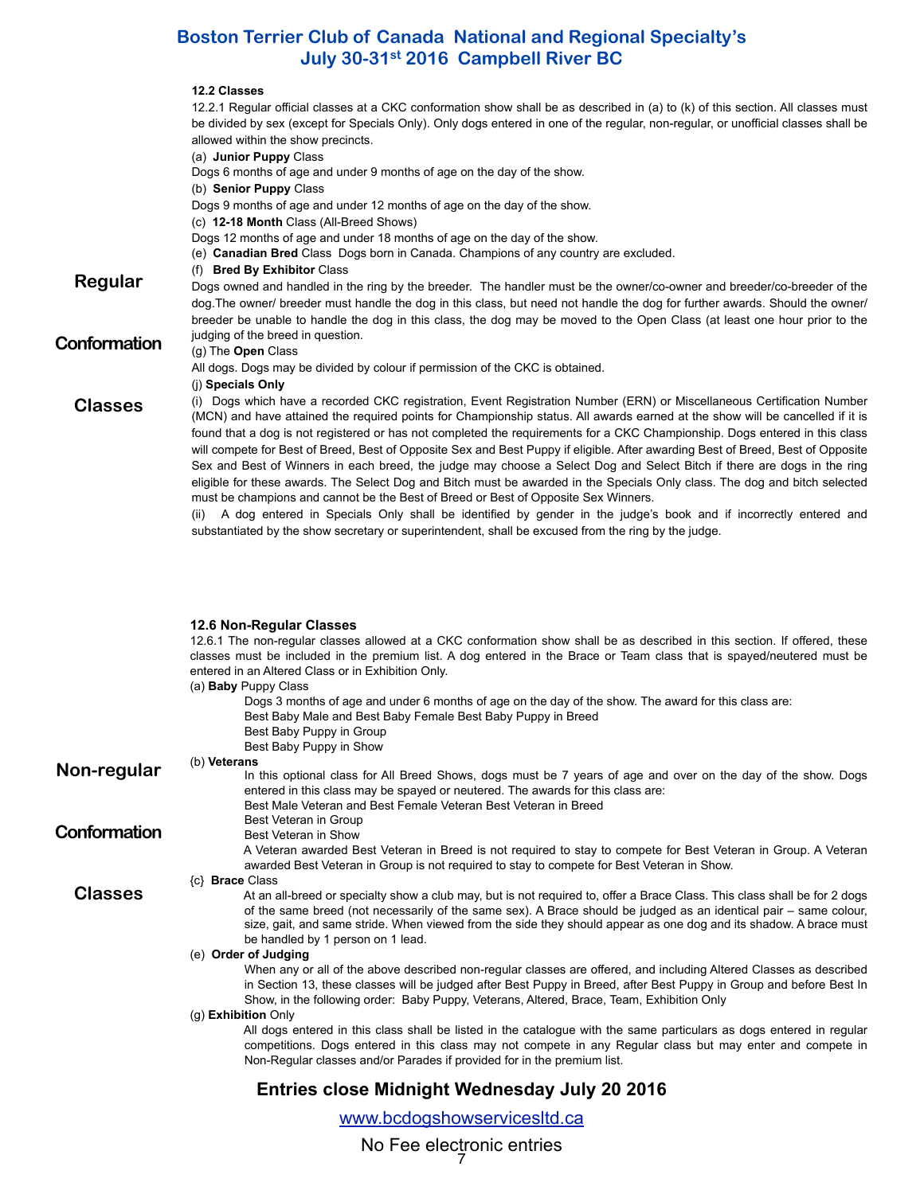**12.2 Classes**

12.2.1 Regular official classes at a CKC conformation show shall be as described in (a) to (k) of this section. All classes must be divided by sex (except for Specials Only). Only dogs entered in one of the regular, non-regular, or unofficial classes shall be allowed within the show precincts.

## Regular Conformation Classes

(a) **Junior Puppy** Class

Dogs 6 months of age and under 9 months of age on the day of the show.

(b) **Senior Puppy** Class

Dogs 9 months of age and under 12 months of age on the day of the show.

(c) **12-18 Month** Class (All-Breed Shows)

Dogs 12 months of age and under 18 months of age on the day of the show.

(e) **Canadian Bred** Class Dogs born in Canada. Champions of any country are excluded.

(f) **Bred By Exhibitor** Class

Dogs owned and handled in the ring by the breeder. The handler must be the owner/co-owner and breeder/co-breeder of the dog.The owner/ breeder must handle the dog in this class, but need not handle the dog for further awards. Should the owner/ breeder be unable to handle the dog in this class, the dog may be moved to the Open Class (at least one hour prior to the judging of the breed in question.

(g) The **Open** Class

All dogs. Dogs may be divided by colour if permission of the CKC is obtained.

(j) **Specials Only**

(i) Dogs which have a recorded CKC registration, Event Registration Number (ERN) or Miscellaneous Certification Number (MCN) and have attained the required points for Championship status. All awards earned at the show will be cancelled if it is found that a dog is not registered or has not completed the requirements for a CKC Championship. Dogs entered in this class will compete for Best of Breed, Best of Opposite Sex and Best Puppy if eligible. After awarding Best of Breed, Best of Opposite Sex and Best of Winners in each breed, the judge may choose a Select Dog and Select Bitch if there are dogs in the ring eligible for these awards. The Select Dog and Bitch must be awarded in the Specials Only class. The dog and bitch selected must be champions and cannot be the Best of Breed or Best of Opposite Sex Winners.

(ii) A dog entered in Specials Only shall be identified by gender in the judge's book and if incorrectly entered and substantiated by the show secretary or superintendent, shall be excused from the ring by the judge.

**12.6 Non-Regular Classes**

12.6.1 The non-regular classes allowed at a CKC conformation show shall be as described in this section. If offered, these classes must be included in the premium list. A dog entered in the Brace or Team class that is spayed/neutered must be entered in an Altered Class or in Exhibition Only.

## Non-regular Conformation Classes

(a) **Baby** Puppy Class

Dogs 3 months of age and under 6 months of age on the day of the show. The award for this class are:
Best Baby Male and Best Baby Female Best Baby Puppy in Breed
Best Baby Puppy in Group
Best Baby Puppy in Show

(b) **Veterans**

In this optional class for All Breed Shows, dogs must be 7 years of age and over on the day of the show. Dogs entered in this class may be spayed or neutered. The awards for this class are:
Best Male Veteran and Best Female Veteran Best Veteran in Breed
Best Veteran in Group
Best Veteran in Show
A Veteran awarded Best Veteran in Breed is not required to stay to compete for Best Veteran in Group. A Veteran awarded Best Veteran in Group is not required to stay to compete for Best Veteran in Show.

{c} **Brace** Class

At an all-breed or specialty show a club may, but is not required to, offer a Brace Class. This class shall be for 2 dogs of the same breed (not necessarily of the same sex). A Brace should be judged as an identical pair – same colour, size, gait, and same stride. When viewed from the side they should appear as one dog and its shadow. A brace must be handled by 1 person on 1 lead.

(e) **Order of Judging**

When any or all of the above described non-regular classes are offered, and including Altered Classes as described in Section 13, these classes will be judged after Best Puppy in Breed, after Best Puppy in Group and before Best In Show, in the following order: Baby Puppy, Veterans, Altered, Brace, Team, Exhibition Only

(g) **Exhibition** Only

All dogs entered in this class shall be listed in the catalogue with the same particulars as dogs entered in regular competitions. Dogs entered in this class may not compete in any Regular class but may enter and compete in Non-Regular classes and/or Parades if provided for in the premium list.

**Entries close Midnight Wednesday July 20 2016**

www.bcdogshowservicesltd.ca

No Fee electronic entries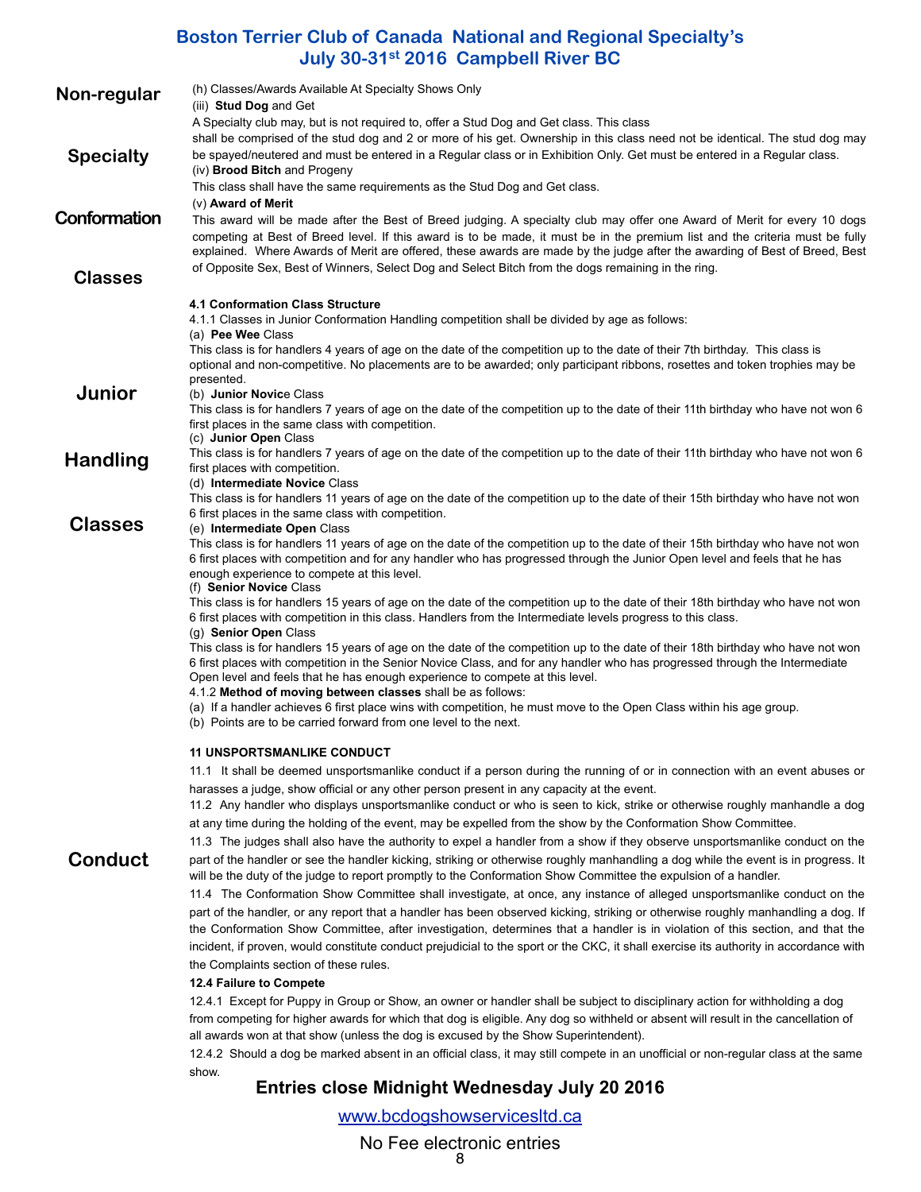# Boston Terrier Club of Canada National and Regional Specialty's
## July 30-31st 2016 Campbell River BC

## Non-regular Specialty Conformation Classes

(h) Classes/Awards Available At Specialty Shows Only

(iii) **Stud Dog** and Get

A Specialty club may, but is not required to, offer a Stud Dog and Get class. This class shall be comprised of the stud dog and 2 or more of his get. Ownership in this class need not be identical. The stud dog may be spayed/neutered and must be entered in a Regular class or in Exhibition Only. Get must be entered in a Regular class.

(iv) **Brood Bitch** and Progeny

This class shall have the same requirements as the Stud Dog and Get class.

(v) **Award of Merit**

This award will be made after the Best of Breed judging. A specialty club may offer one Award of Merit for every 10 dogs competing at Best of Breed level. If this award is to be made, it must be in the premium list and the criteria must be fully explained. Where Awards of Merit are offered, these awards are made by the judge after the awarding of Best of Breed, Best of Opposite Sex, Best of Winners, Select Dog and Select Bitch from the dogs remaining in the ring.

## Junior Handling Classes

**4.1 Conformation Class Structure**

4.1.1 Classes in Junior Conformation Handling competition shall be divided by age as follows:

(a) **Pee Wee** Class

This class is for handlers 4 years of age on the date of the competition up to the date of their 7th birthday. This class is optional and non-competitive. No placements are to be awarded; only participant ribbons, rosettes and token trophies may be presented.

(b) **Junior Novic**e Class

This class is for handlers 7 years of age on the date of the competition up to the date of their 11th birthday who have not won 6 first places in the same class with competition.

(c) **Junior Open** Class

This class is for handlers 7 years of age on the date of the competition up to the date of their 11th birthday who have not won 6 first places with competition.

(d) **Intermediate Novice** Class

This class is for handlers 11 years of age on the date of the competition up to the date of their 15th birthday who have not won 6 first places in the same class with competition.

(e) **Intermediate Open** Class

This class is for handlers 11 years of age on the date of the competition up to the date of their 15th birthday who have not won 6 first places with competition and for any handler who has progressed through the Junior Open level and feels that he has enough experience to compete at this level.

(f) **Senior Novice** Class

This class is for handlers 15 years of age on the date of the competition up to the date of their 18th birthday who have not won 6 first places with competition in this class. Handlers from the Intermediate levels progress to this class.

(g) **Senior Open** Class

This class is for handlers 15 years of age on the date of the competition up to the date of their 18th birthday who have not won 6 first places with competition in the Senior Novice Class, and for any handler who has progressed through the Intermediate Open level and feels that he has enough experience to compete at this level.

4.1.2 **Method of moving between classes** shall be as follows:

(a) If a handler achieves 6 first place wins with competition, he must move to the Open Class within his age group.

(b) Points are to be carried forward from one level to the next.

## Conduct

**11 UNSPORTSMANLIKE CONDUCT**

11.1 It shall be deemed unsportsmanlike conduct if a person during the running of or in connection with an event abuses or harasses a judge, show official or any other person present in any capacity at the event.

11.2 Any handler who displays unsportsmanlike conduct or who is seen to kick, strike or otherwise roughly manhandle a dog at any time during the holding of the event, may be expelled from the show by the Conformation Show Committee.

11.3 The judges shall also have the authority to expel a handler from a show if they observe unsportsmanlike conduct on the part of the handler or see the handler kicking, striking or otherwise roughly manhandling a dog while the event is in progress. It will be the duty of the judge to report promptly to the Conformation Show Committee the expulsion of a handler.

11.4 The Conformation Show Committee shall investigate, at once, any instance of alleged unsportsmanlike conduct on the part of the handler, or any report that a handler has been observed kicking, striking or otherwise roughly manhandling a dog. If the Conformation Show Committee, after investigation, determines that a handler is in violation of this section, and that the incident, if proven, would constitute conduct prejudicial to the sport or the CKC, it shall exercise its authority in accordance with the Complaints section of these rules.

**12.4 Failure to Compete**

12.4.1 Except for Puppy in Group or Show, an owner or handler shall be subject to disciplinary action for withholding a dog from competing for higher awards for which that dog is eligible. Any dog so withheld or absent will result in the cancellation of all awards won at that show (unless the dog is excused by the Show Superintendent).

12.4.2 Should a dog be marked absent in an official class, it may still compete in an unofficial or non-regular class at the same show.

**Entries close Midnight Wednesday July 20 2016**

www.bcdogshowservicesltd.ca

No Fee electronic entries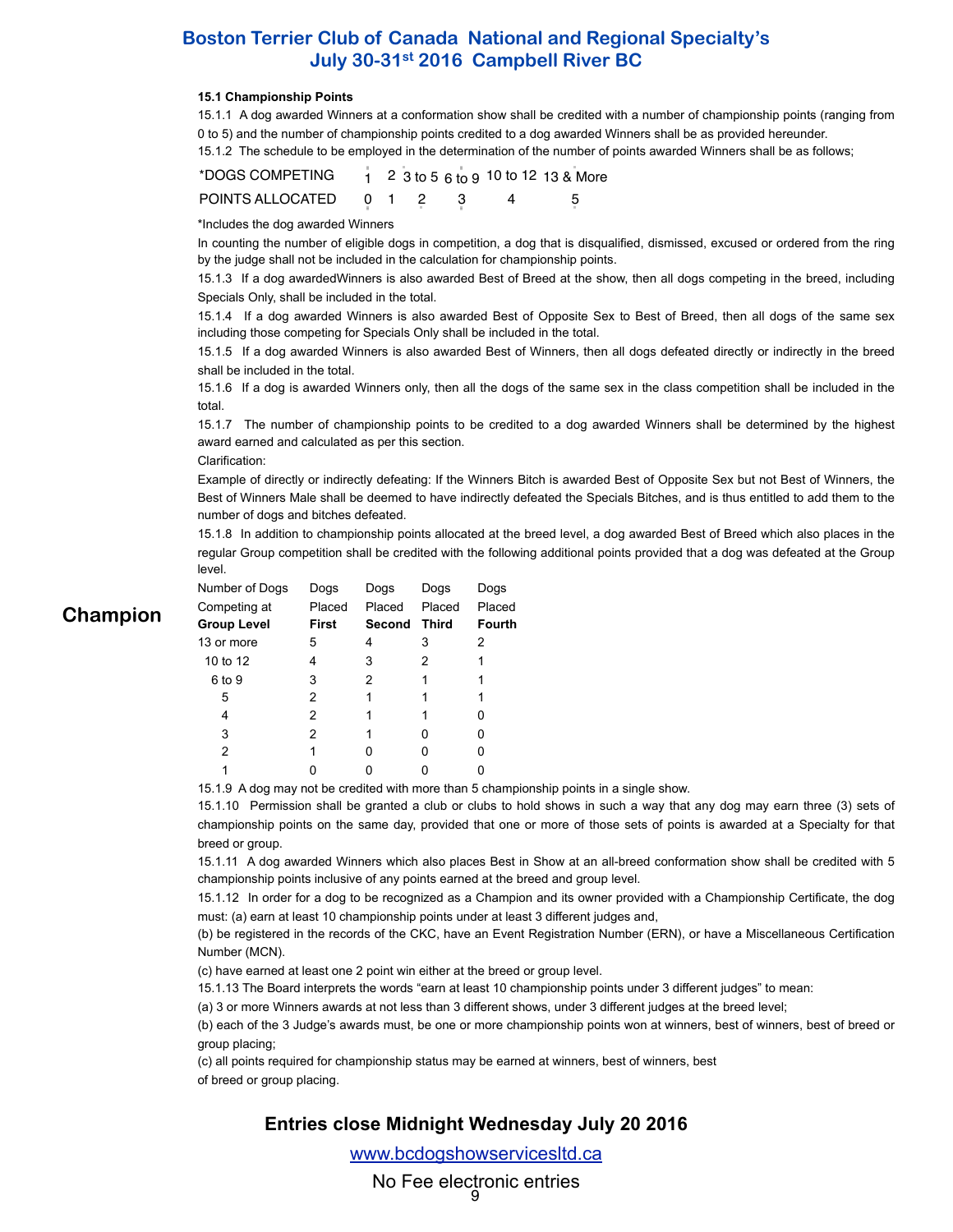### 15.1 Championship Points

15.1.1 A dog awarded Winners at a conformation show shall be credited with a number of championship points (ranging from 0 to 5) and the number of championship points credited to a dog awarded Winners shall be as provided hereunder.

15.1.2 The schedule to be employed in the determination of the number of points awarded Winners shall be as follows;

| *DOGS COMPETING | 1 | 2 | 3 to 5 | 6 to 9 | 10 to 12 | 13 & More |
|---|---|---|---|---|---|---|
| POINTS ALLOCATED | 0 | 1 | 2 | 3 | 4 | 5 |

*Includes the dog awarded Winners

In counting the number of eligible dogs in competition, a dog that is disqualified, dismissed, excused or ordered from the ring by the judge shall not be included in the calculation for championship points.

15.1.3 If a dog awardedWinners is also awarded Best of Breed at the show, then all dogs competing in the breed, including Specials Only, shall be included in the total.

15.1.4 If a dog awarded Winners is also awarded Best of Opposite Sex to Best of Breed, then all dogs of the same sex including those competing for Specials Only shall be included in the total.

15.1.5 If a dog awarded Winners is also awarded Best of Winners, then all dogs defeated directly or indirectly in the breed shall be included in the total.

15.1.6 If a dog is awarded Winners only, then all the dogs of the same sex in the class competition shall be included in the total.

15.1.7 The number of championship points to be credited to a dog awarded Winners shall be determined by the highest award earned and calculated as per this section.

Clarification:

Example of directly or indirectly defeating: If the Winners Bitch is awarded Best of Opposite Sex but not Best of Winners, the Best of Winners Male shall be deemed to have indirectly defeated the Specials Bitches, and is thus entitled to add them to the number of dogs and bitches defeated.

15.1.8 In addition to championship points allocated at the breed level, a dog awarded Best of Breed which also places in the regular Group competition shall be credited with the following additional points provided that a dog was defeated at the Group level.

## Champion

| Number of Dogs Competing at **Group Level** | Dogs Placed **First** | Dogs Placed **Second** | Dogs Placed **Third** | Dogs Placed **Fourth** |
|---|---|---|---|---|
| 13 or more | 5 | 4 | 3 | 2 |
| 10 to 12 | 4 | 3 | 2 | 1 |
| 6 to 9 | 3 | 2 | 1 | 1 |
| 5 | 2 | 1 | 1 | 1 |
| 4 | 2 | 1 | 1 | 0 |
| 3 | 2 | 1 | 0 | 0 |
| 2 | 1 | 0 | 0 | 0 |
| 1 | 0 | 0 | 0 | 0 |

15.1.9 A dog may not be credited with more than 5 championship points in a single show.

15.1.10 Permission shall be granted a club or clubs to hold shows in such a way that any dog may earn three (3) sets of championship points on the same day, provided that one or more of those sets of points is awarded at a Specialty for that breed or group.

15.1.11 A dog awarded Winners which also places Best in Show at an all-breed conformation show shall be credited with 5 championship points inclusive of any points earned at the breed and group level.

15.1.12 In order for a dog to be recognized as a Champion and its owner provided with a Championship Certificate, the dog must: (a) earn at least 10 championship points under at least 3 different judges and,

(b) be registered in the records of the CKC, have an Event Registration Number (ERN), or have a Miscellaneous Certification Number (MCN).

(c) have earned at least one 2 point win either at the breed or group level.

15.1.13 The Board interprets the words "earn at least 10 championship points under 3 different judges" to mean:

(a) 3 or more Winners awards at not less than 3 different shows, under 3 different judges at the breed level;

(b) each of the 3 Judge's awards must, be one or more championship points won at winners, best of winners, best of breed or group placing;

(c) all points required for championship status may be earned at winners, best of winners, best of breed or group placing.

**Entries close Midnight Wednesday July 20 2016**

www.bcdogshowservicesltd.ca

No Fee electronic entries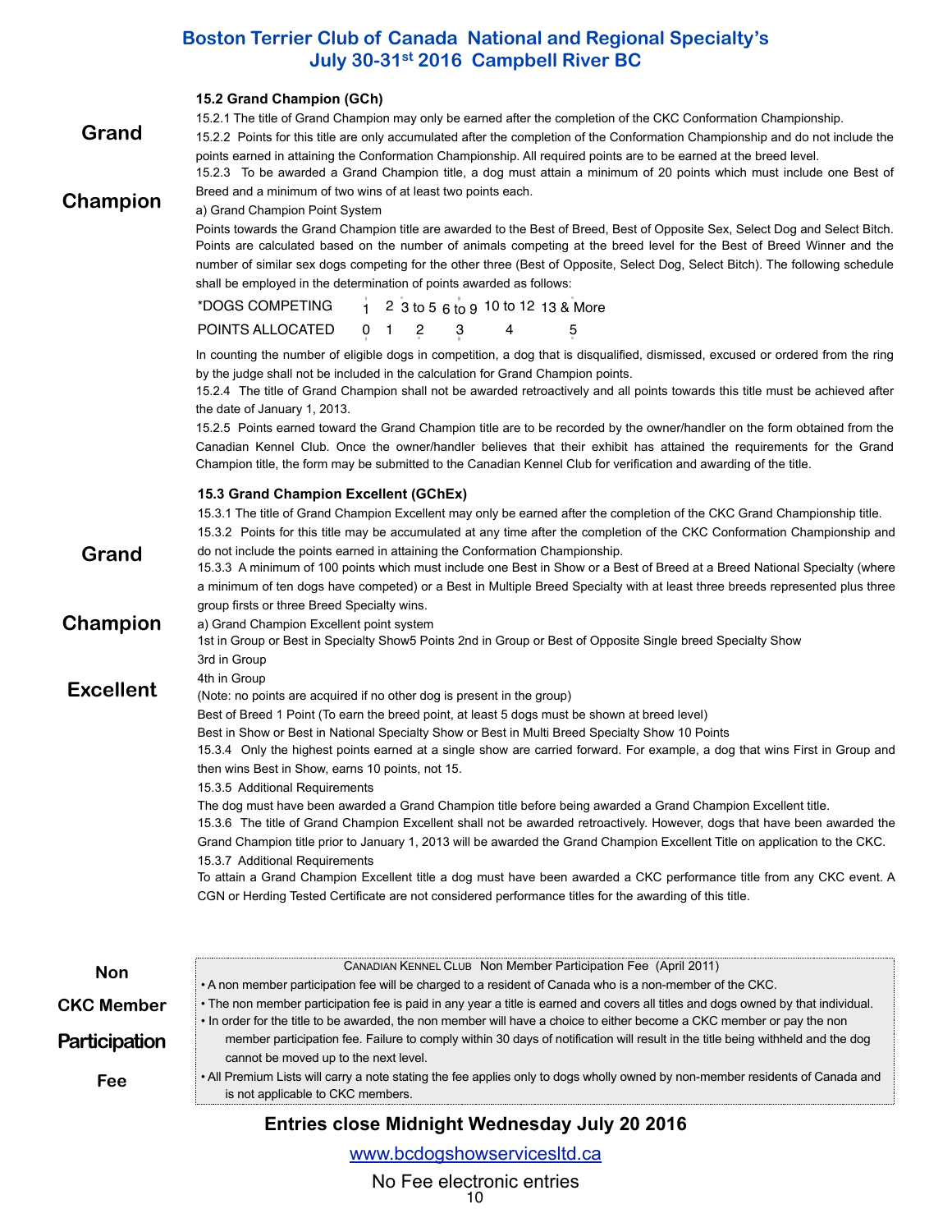# Boston Terrier Club of Canada National and Regional Specialty's
# July 30-31st 2016 Campbell River BC

## Grand Champion

### 15.2 Grand Champion (GCh)

15.2.1 The title of Grand Champion may only be earned after the completion of the CKC Conformation Championship.

15.2.2 Points for this title are only accumulated after the completion of the Conformation Championship and do not include the points earned in attaining the Conformation Championship. All required points are to be earned at the breed level.

15.2.3 To be awarded a Grand Champion title, a dog must attain a minimum of 20 points which must include one Best of Breed and a minimum of two wins of at least two points each.

a) Grand Champion Point System

Points towards the Grand Champion title are awarded to the Best of Breed, Best of Opposite Sex, Select Dog and Select Bitch. Points are calculated based on the number of animals competing at the breed level for the Best of Breed Winner and the number of similar sex dogs competing for the other three (Best of Opposite, Select Dog, Select Bitch). The following schedule shall be employed in the determination of points awarded as follows:

| *DOGS COMPETING | 1 | 2 | 3 to 5 | 6 to 9 | 10 to 12 | 13 & More |
|---|---|---|---|---|---|---|
| POINTS ALLOCATED | 0 | 1 | 2 | 3 | 4 | 5 |

In counting the number of eligible dogs in competition, a dog that is disqualified, dismissed, excused or ordered from the ring by the judge shall not be included in the calculation for Grand Champion points.

15.2.4 The title of Grand Champion shall not be awarded retroactively and all points towards this title must be achieved after the date of January 1, 2013.

15.2.5 Points earned toward the Grand Champion title are to be recorded by the owner/handler on the form obtained from the Canadian Kennel Club. Once the owner/handler believes that their exhibit has attained the requirements for the Grand Champion title, the form may be submitted to the Canadian Kennel Club for verification and awarding of the title.

## Grand Champion Excellent

### 15.3 Grand Champion Excellent (GChEx)

15.3.1 The title of Grand Champion Excellent may only be earned after the completion of the CKC Grand Championship title.

15.3.2 Points for this title may be accumulated at any time after the completion of the CKC Conformation Championship and do not include the points earned in attaining the Conformation Championship.

15.3.3 A minimum of 100 points which must include one Best in Show or a Best of Breed at a Breed National Specialty (where a minimum of ten dogs have competed) or a Best in Multiple Breed Specialty with at least three breeds represented plus three group firsts or three Breed Specialty wins.

a) Grand Champion Excellent point system

1st in Group or Best in Specialty Show5 Points 2nd in Group or Best of Opposite Single breed Specialty Show

3rd in Group

4th in Group

(Note: no points are acquired if no other dog is present in the group)

Best of Breed 1 Point (To earn the breed point, at least 5 dogs must be shown at breed level)

Best in Show or Best in National Specialty Show or Best in Multi Breed Specialty Show 10 Points

15.3.4 Only the highest points earned at a single show are carried forward. For example, a dog that wins First in Group and then wins Best in Show, earns 10 points, not 15.

15.3.5 Additional Requirements

The dog must have been awarded a Grand Champion title before being awarded a Grand Champion Excellent title.

15.3.6 The title of Grand Champion Excellent shall not be awarded retroactively. However, dogs that have been awarded the Grand Champion title prior to January 1, 2013 will be awarded the Grand Champion Excellent Title on application to the CKC.

15.3.7 Additional Requirements

To attain a Grand Champion Excellent title a dog must have been awarded a CKC performance title from any CKC event. A CGN or Herding Tested Certificate are not considered performance titles for the awarding of this title.

## Non CKC Member Participation Fee

CANADIAN KENNEL CLUB Non Member Participation Fee (April 2011)

- A non member participation fee will be charged to a resident of Canada who is a non-member of the CKC.
- The non member participation fee is paid in any year a title is earned and covers all titles and dogs owned by that individual.
- In order for the title to be awarded, the non member will have a choice to either become a CKC member or pay the non member participation fee. Failure to comply within 30 days of notification will result in the title being withheld and the dog cannot be moved up to the next level.
- All Premium Lists will carry a note stating the fee applies only to dogs wholly owned by non-member residents of Canada and is not applicable to CKC members.

**Entries close Midnight Wednesday July 20 2016**

www.bcdogshowservicesltd.ca

No Fee electronic entries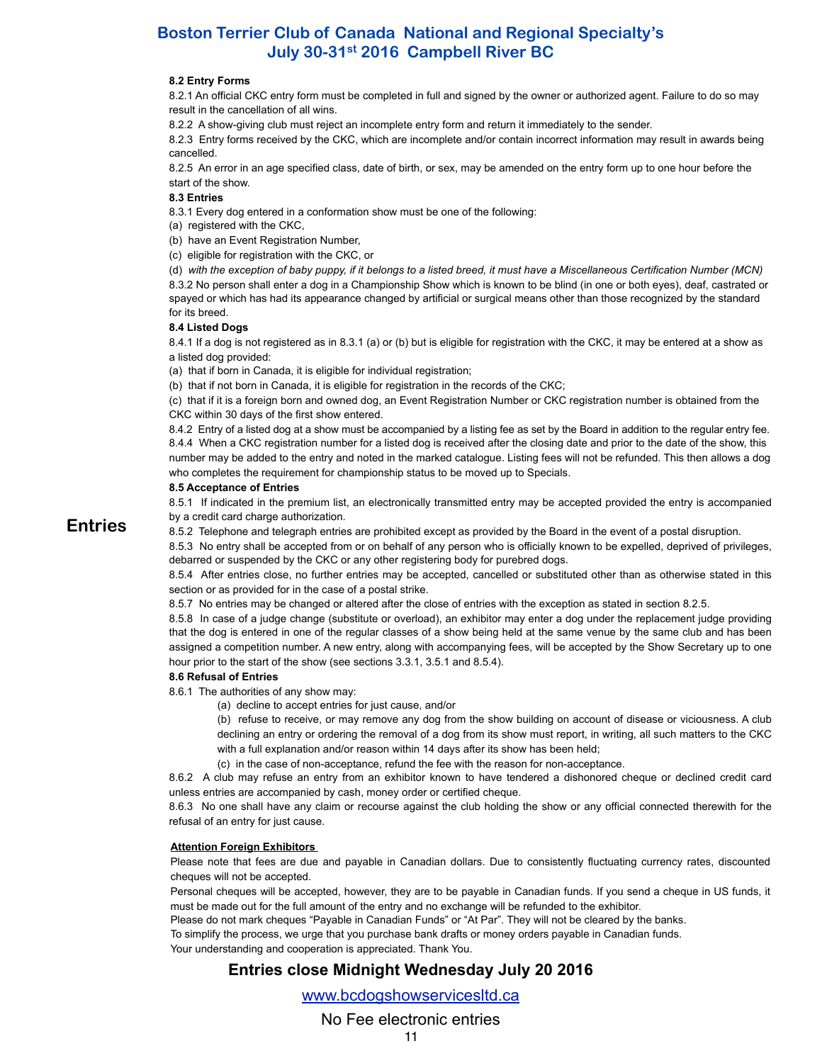# Entries

### 8.2 Entry Forms

8.2.1 An official CKC entry form must be completed in full and signed by the owner or authorized agent. Failure to do so may result in the cancellation of all wins.

8.2.2 A show-giving club must reject an incomplete entry form and return it immediately to the sender.

8.2.3 Entry forms received by the CKC, which are incomplete and/or contain incorrect information may result in awards being cancelled.

8.2.5 An error in an age specified class, date of birth, or sex, may be amended on the entry form up to one hour before the start of the show.

### 8.3 Entries

8.3.1 Every dog entered in a conformation show must be one of the following:

(a) registered with the CKC,

(b) have an Event Registration Number,

(c) eligible for registration with the CKC, or

(d) *with the exception of baby puppy, if it belongs to a listed breed, it must have a Miscellaneous Certification Number (MCN)*

8.3.2 No person shall enter a dog in a Championship Show which is known to be blind (in one or both eyes), deaf, castrated or spayed or which has had its appearance changed by artificial or surgical means other than those recognized by the standard for its breed.

### 8.4 Listed Dogs

8.4.1 If a dog is not registered as in 8.3.1 (a) or (b) but is eligible for registration with the CKC, it may be entered at a show as a listed dog provided:

(a) that if born in Canada, it is eligible for individual registration;

(b) that if not born in Canada, it is eligible for registration in the records of the CKC;

(c) that if it is a foreign born and owned dog, an Event Registration Number or CKC registration number is obtained from the CKC within 30 days of the first show entered.

8.4.2 Entry of a listed dog at a show must be accompanied by a listing fee as set by the Board in addition to the regular entry fee.

8.4.4 When a CKC registration number for a listed dog is received after the closing date and prior to the date of the show, this number may be added to the entry and noted in the marked catalogue. Listing fees will not be refunded. This then allows a dog who completes the requirement for championship status to be moved up to Specials.

### 8.5 Acceptance of Entries

8.5.1 If indicated in the premium list, an electronically transmitted entry may be accepted provided the entry is accompanied by a credit card charge authorization.

8.5.2 Telephone and telegraph entries are prohibited except as provided by the Board in the event of a postal disruption.

8.5.3 No entry shall be accepted from or on behalf of any person who is officially known to be expelled, deprived of privileges, debarred or suspended by the CKC or any other registering body for purebred dogs.

8.5.4 After entries close, no further entries may be accepted, cancelled or substituted other than as otherwise stated in this section or as provided for in the case of a postal strike.

8.5.7 No entries may be changed or altered after the close of entries with the exception as stated in section 8.2.5.

8.5.8 In case of a judge change (substitute or overload), an exhibitor may enter a dog under the replacement judge providing that the dog is entered in one of the regular classes of a show being held at the same venue by the same club and has been assigned a competition number. A new entry, along with accompanying fees, will be accepted by the Show Secretary up to one hour prior to the start of the show (see sections 3.3.1, 3.5.1 and 8.5.4).

### 8.6 Refusal of Entries

8.6.1 The authorities of any show may:

(a) decline to accept entries for just cause, and/or

(b) refuse to receive, or may remove any dog from the show building on account of disease or viciousness. A club declining an entry or ordering the removal of a dog from its show must report, in writing, all such matters to the CKC with a full explanation and/or reason within 14 days after its show has been held;

(c) in the case of non-acceptance, refund the fee with the reason for non-acceptance.

8.6.2 A club may refuse an entry from an exhibitor known to have tendered a dishonored cheque or declined credit card unless entries are accompanied by cash, money order or certified cheque.

8.6.3 No one shall have any claim or recourse against the club holding the show or any official connected therewith for the refusal of an entry for just cause.

**Attention Foreign Exhibitors**

Please note that fees are due and payable in Canadian dollars. Due to consistently fluctuating currency rates, discounted cheques will not be accepted.

Personal cheques will be accepted, however, they are to be payable in Canadian funds. If you send a cheque in US funds, it must be made out for the full amount of the entry and no exchange will be refunded to the exhibitor.

Please do not mark cheques "Payable in Canadian Funds" or "At Par". They will not be cleared by the banks.

To simplify the process, we urge that you purchase bank drafts or money orders payable in Canadian funds.

Your understanding and cooperation is appreciated. Thank You.

## Entries close Midnight Wednesday July 20 2016

www.bcdogshowservicesltd.ca

No Fee electronic entries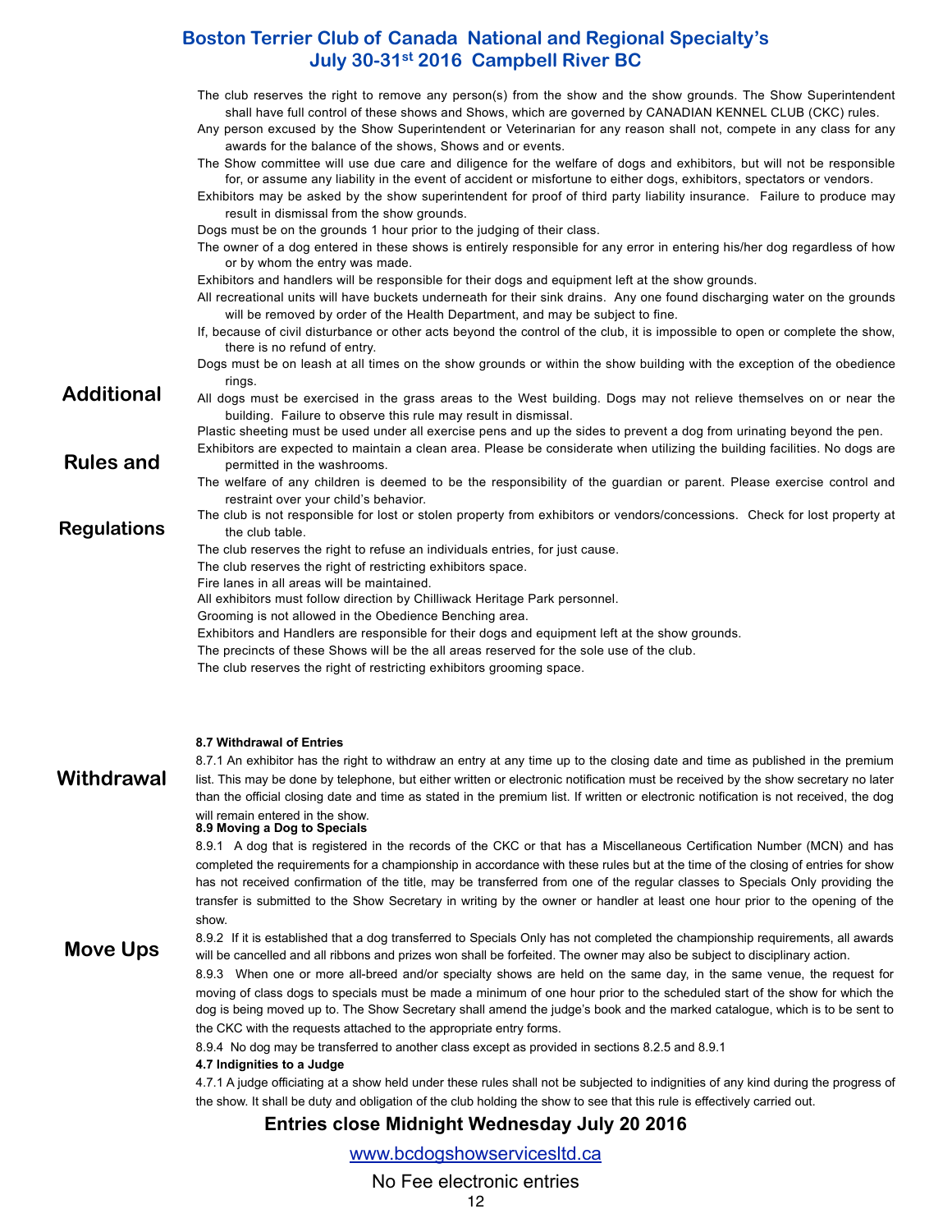## Additional Rules and Regulations

The club reserves the right to remove any person(s) from the show and the show grounds. The Show Superintendent shall have full control of these shows and Shows, which are governed by CANADIAN KENNEL CLUB (CKC) rules.

Any person excused by the Show Superintendent or Veterinarian for any reason shall not, compete in any class for any awards for the balance of the shows, Shows and or events.

The Show committee will use due care and diligence for the welfare of dogs and exhibitors, but will not be responsible for, or assume any liability in the event of accident or misfortune to either dogs, exhibitors, spectators or vendors.

Exhibitors may be asked by the show superintendent for proof of third party liability insurance. Failure to produce may result in dismissal from the show grounds.

Dogs must be on the grounds 1 hour prior to the judging of their class.

The owner of a dog entered in these shows is entirely responsible for any error in entering his/her dog regardless of how or by whom the entry was made.

Exhibitors and handlers will be responsible for their dogs and equipment left at the show grounds.

All recreational units will have buckets underneath for their sink drains. Any one found discharging water on the grounds will be removed by order of the Health Department, and may be subject to fine.

If, because of civil disturbance or other acts beyond the control of the club, it is impossible to open or complete the show, there is no refund of entry.

Dogs must be on leash at all times on the show grounds or within the show building with the exception of the obedience rings.

All dogs must be exercised in the grass areas to the West building. Dogs may not relieve themselves on or near the building. Failure to observe this rule may result in dismissal.

Plastic sheeting must be used under all exercise pens and up the sides to prevent a dog from urinating beyond the pen.

Exhibitors are expected to maintain a clean area. Please be considerate when utilizing the building facilities. No dogs are permitted in the washrooms.

The welfare of any children is deemed to be the responsibility of the guardian or parent. Please exercise control and restraint over your child's behavior.

The club is not responsible for lost or stolen property from exhibitors or vendors/concessions. Check for lost property at the club table.

The club reserves the right to refuse an individuals entries, for just cause.

The club reserves the right of restricting exhibitors space.

Fire lanes in all areas will be maintained.

All exhibitors must follow direction by Chilliwack Heritage Park personnel.

Grooming is not allowed in the Obedience Benching area.

Exhibitors and Handlers are responsible for their dogs and equipment left at the show grounds.

The precincts of these Shows will be the all areas reserved for the sole use of the club.

The club reserves the right of restricting exhibitors grooming space.

## Withdrawal

**8.7 Withdrawal of Entries**

8.7.1 An exhibitor has the right to withdraw an entry at any time up to the closing date and time as published in the premium list. This may be done by telephone, but either written or electronic notification must be received by the show secretary no later than the official closing date and time as stated in the premium list. If written or electronic notification is not received, the dog will remain entered in the show.

## Move Ups

**8.9 Moving a Dog to Specials**

8.9.1 A dog that is registered in the records of the CKC or that has a Miscellaneous Certification Number (MCN) and has completed the requirements for a championship in accordance with these rules but at the time of the closing of entries for show has not received confirmation of the title, may be transferred from one of the regular classes to Specials Only providing the transfer is submitted to the Show Secretary in writing by the owner or handler at least one hour prior to the opening of the show.

8.9.2 If it is established that a dog transferred to Specials Only has not completed the championship requirements, all awards will be cancelled and all ribbons and prizes won shall be forfeited. The owner may also be subject to disciplinary action.

8.9.3 When one or more all-breed and/or specialty shows are held on the same day, in the same venue, the request for moving of class dogs to specials must be made a minimum of one hour prior to the scheduled start of the show for which the dog is being moved up to. The Show Secretary shall amend the judge's book and the marked catalogue, which is to be sent to the CKC with the requests attached to the appropriate entry forms.

8.9.4 No dog may be transferred to another class except as provided in sections 8.2.5 and 8.9.1

**4.7 Indignities to a Judge**

4.7.1 A judge officiating at a show held under these rules shall not be subjected to indignities of any kind during the progress of the show. It shall be duty and obligation of the club holding the show to see that this rule is effectively carried out.

**Entries close Midnight Wednesday July 20 2016**

www.bcdogshowservicesltd.ca

No Fee electronic entries